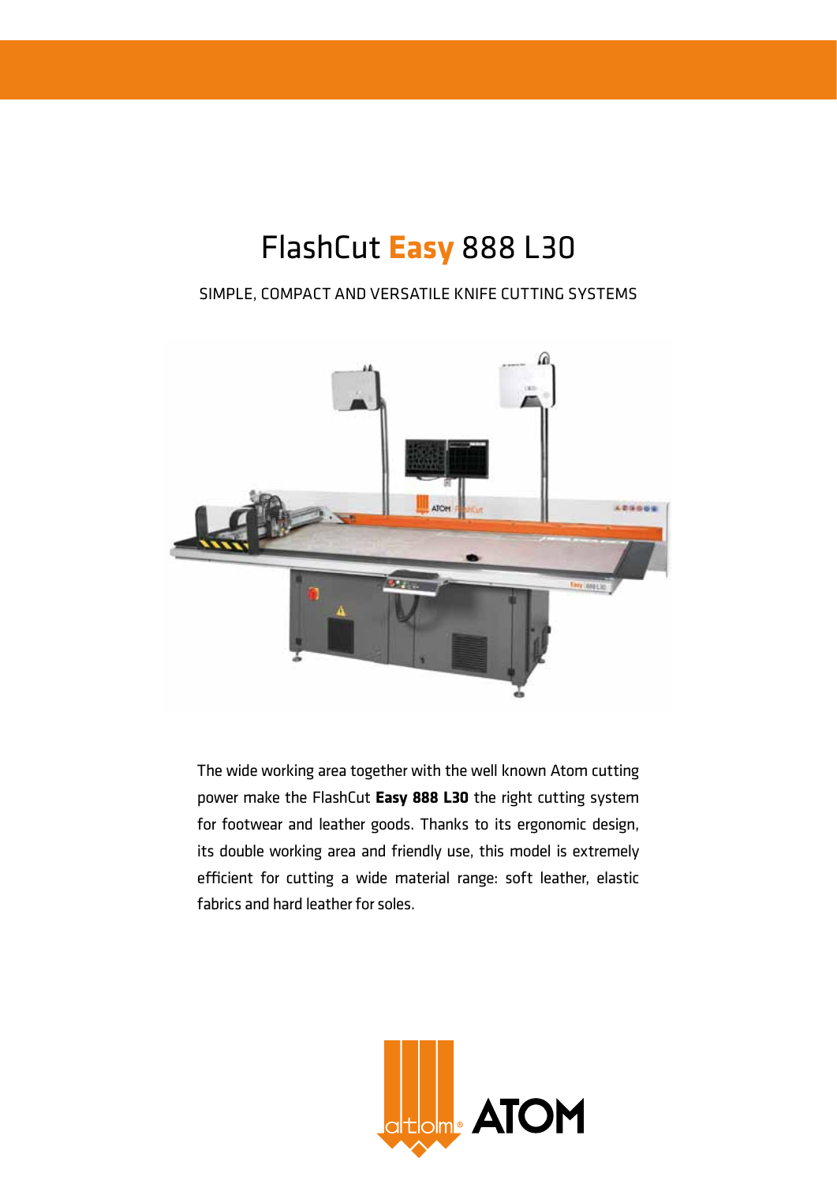# FlashCut **Easy** 888 L30

SIMPLE, COMPACT AND VERSATILE KNIFE CUTTING SYSTEMS

The wide working area together with the well known Atom cutting power make the FlashCut **Easy 888 L30** the right cutting system for footwear and leather goods. Thanks to its ergonomic design, its double working area and friendly use, this model is extremely efficient for cutting a wide material range: soft leather, elastic fabrics and hard leather for soles.

ATOM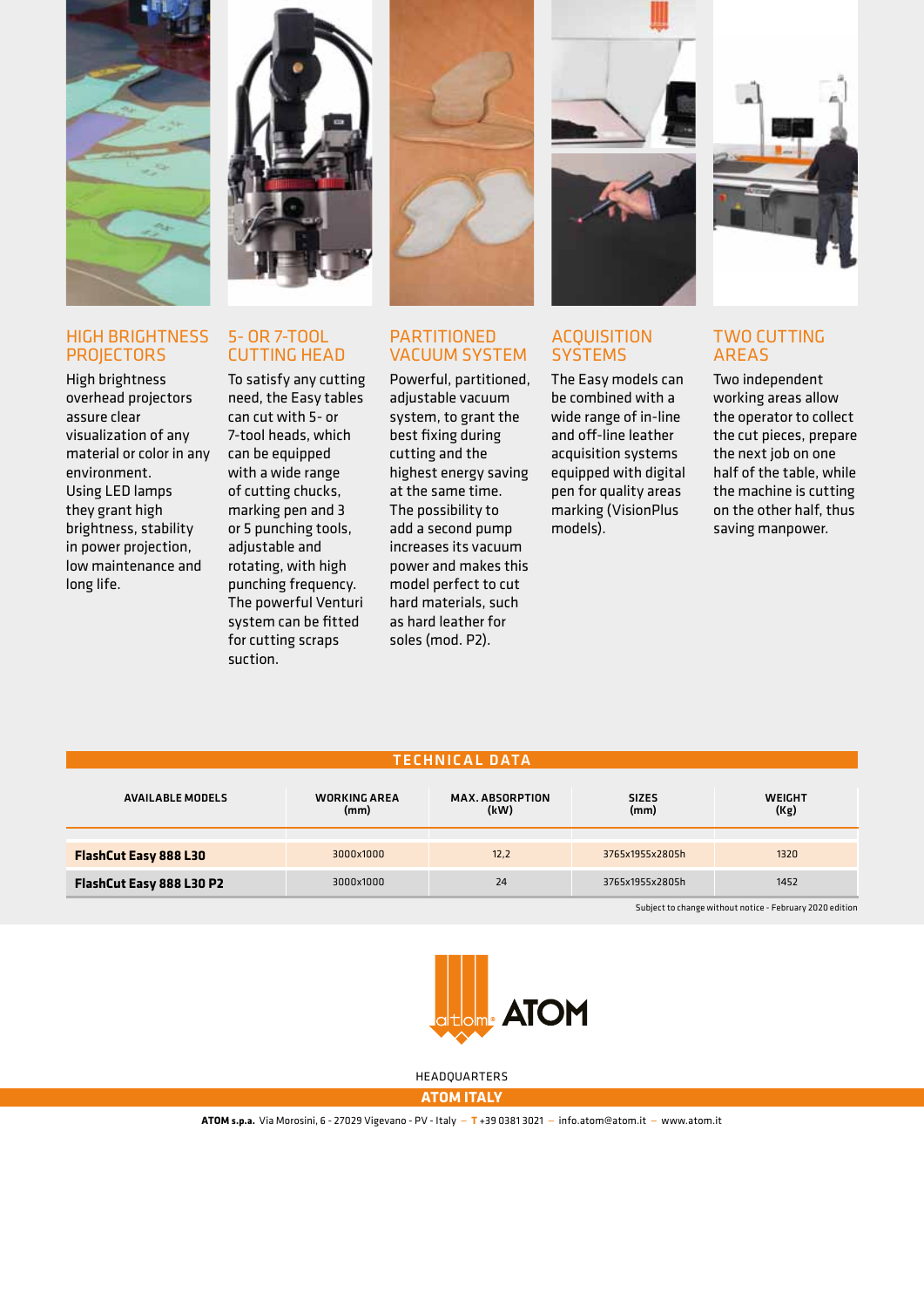## HIGH BRIGHTNESS PROJECTORS

High brightness overhead projectors assure clear visualization of any material or color in any environment.
Using LED lamps they grant high brightness, stability in power projection, low maintenance and long life.

## 5- OR 7-TOOL CUTTING HEAD

To satisfy any cutting need, the Easy tables can cut with 5- or 7-tool heads, which can be equipped with a wide range of cutting chucks, marking pen and 3 or 5 punching tools, adjustable and rotating, with high punching frequency.
The powerful Venturi system can be fitted for cutting scraps suction.

## PARTITIONED VACUUM SYSTEM

Powerful, partitioned, adjustable vacuum system, to grant the best fixing during cutting and the highest energy saving at the same time.
The possibility to add a second pump increases its vacuum power and makes this model perfect to cut hard materials, such as hard leather for soles (mod. P2).

## ACQUISITION SYSTEMS

The Easy models can be combined with a wide range of in-line and off-line leather acquisition systems equipped with digital pen for quality areas marking (VisionPlus models).

## TWO CUTTING AREAS

Two independent working areas allow the operator to collect the cut pieces, prepare the next job on one half of the table, while the machine is cutting on the other half, thus saving manpower.

## TECHNICAL DATA

| AVAILABLE MODELS | WORKING AREA (mm) | MAX. ABSORPTION (kW) | SIZES (mm) | WEIGHT (Kg) |
|---|---|---|---|---|
| **FlashCut Easy 888 L30** | 3000x1000 | 12,2 | 3765x1955x2805h | 1320 |
| **FlashCut Easy 888 L30 P2** | 3000x1000 | 24 | 3765x1955x2805h | 1452 |

Subject to change without notice - February 2020 edition

atom ATOM

HEADQUARTERS

**ATOM ITALY**

**ATOM s.p.a.** Via Morosini, 6 - 27029 Vigevano - PV - Italy – T +39 0381 3021 – info.atom@atom.it – www.atom.it